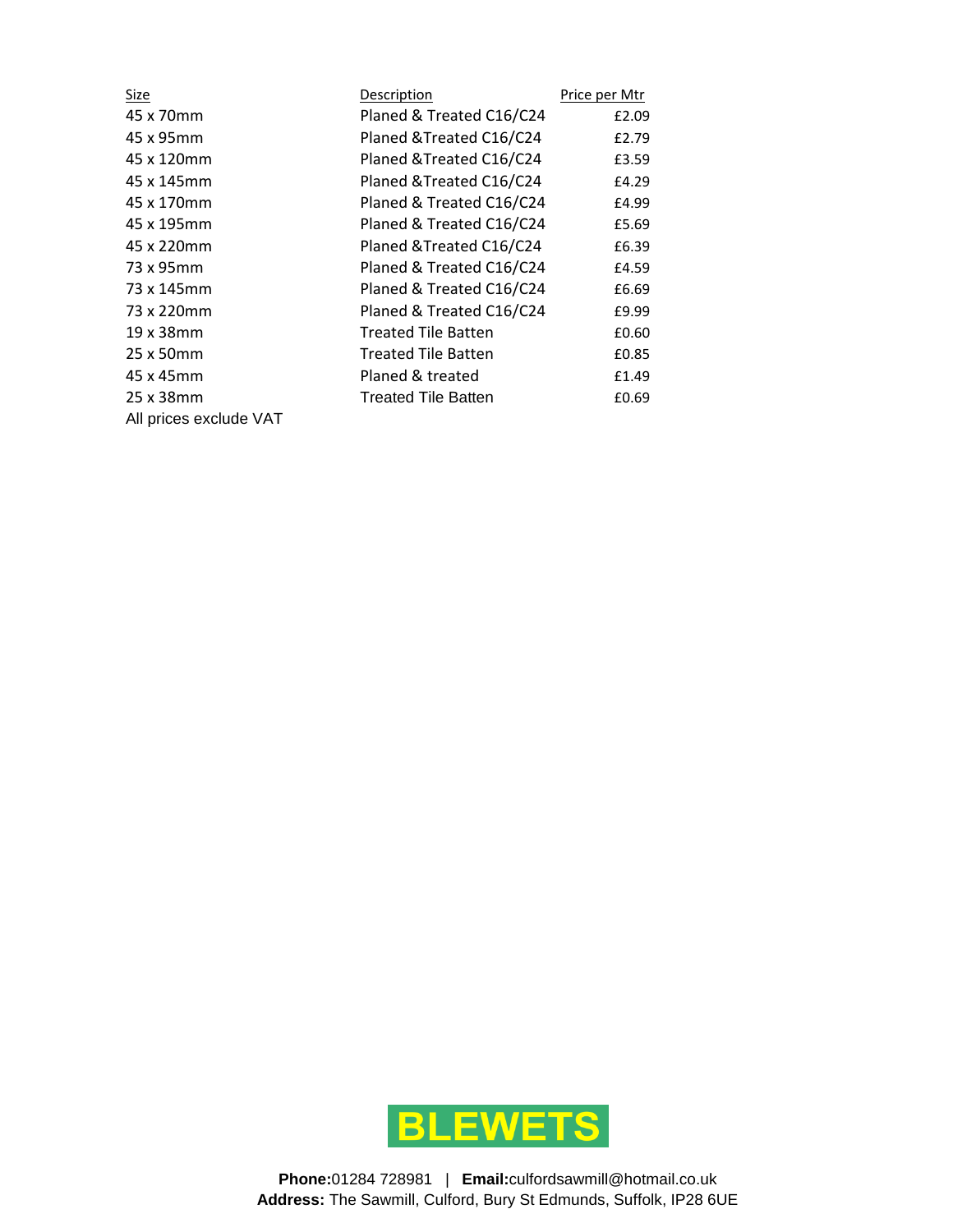| Size | Description | Price per Mtr |
|---|---|---|
| 45 x 70mm | Planed & Treated C16/C24 | £2.09 |
| 45 x 95mm | Planed &Treated C16/C24 | £2.79 |
| 45 x 120mm | Planed &Treated C16/C24 | £3.59 |
| 45 x 145mm | Planed &Treated C16/C24 | £4.29 |
| 45 x 170mm | Planed & Treated C16/C24 | £4.99 |
| 45 x 195mm | Planed & Treated C16/C24 | £5.69 |
| 45 x 220mm | Planed &Treated C16/C24 | £6.39 |
| 73 x 95mm | Planed & Treated C16/C24 | £4.59 |
| 73 x 145mm | Planed & Treated C16/C24 | £6.69 |
| 73 x 220mm | Planed & Treated C16/C24 | £9.99 |
| 19 x 38mm | Treated Tile Batten | £0.60 |
| 25 x 50mm | Treated Tile Batten | £0.85 |
| 45 x 45mm | Planed & treated | £1.49 |
| 25 x 38mm | Treated Tile Batten | £0.69 |

All prices exclude VAT

**BLEWETS**

**Phone:**01284 728981 | **Email:**culfordsawmill@hotmail.co.uk
**Address:** The Sawmill, Culford, Bury St Edmunds, Suffolk, IP28 6UE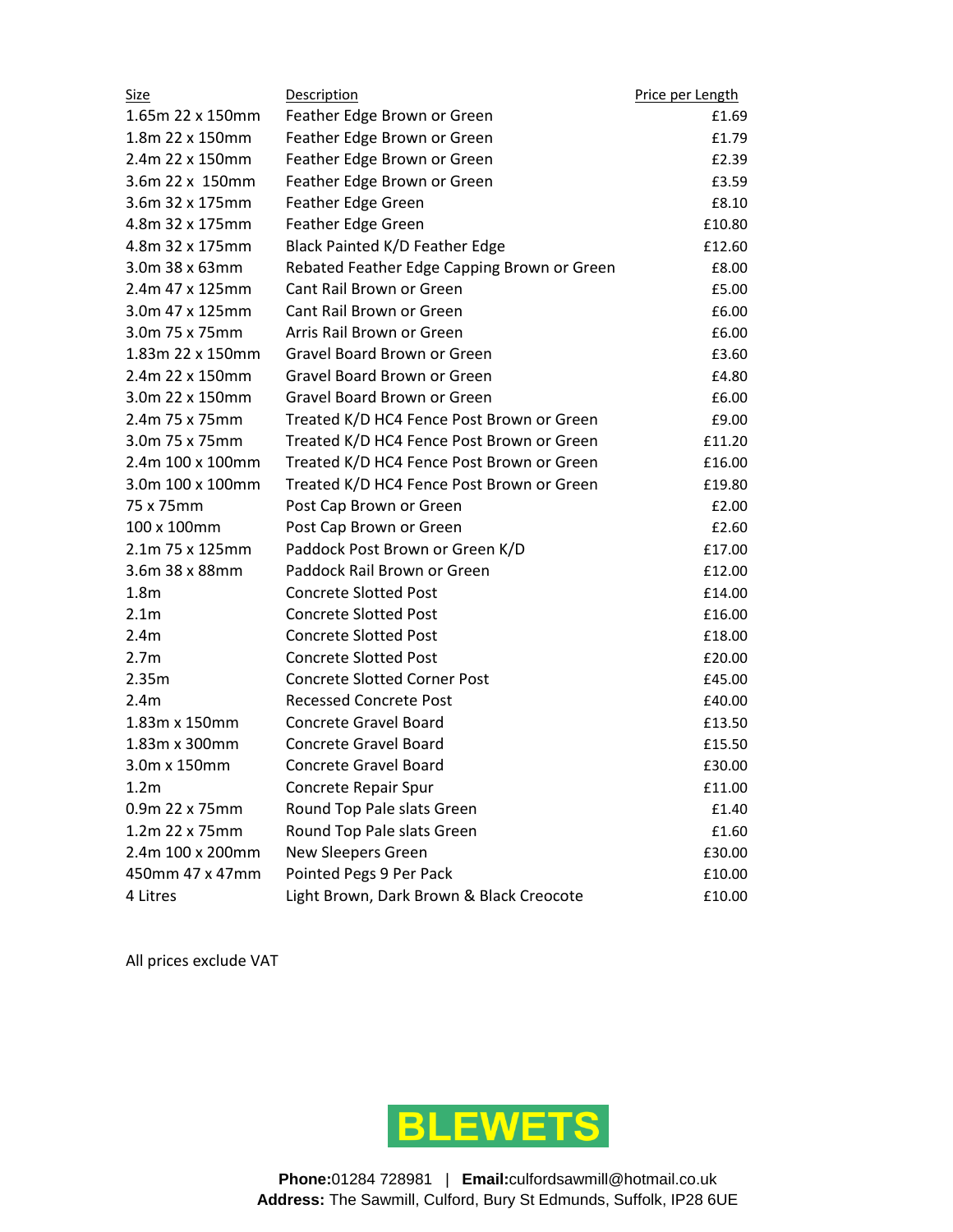| Size | Description | Price per Length |
|---|---|---|
| 1.65m 22 x 150mm | Feather Edge Brown or Green | £1.69 |
| 1.8m 22 x 150mm | Feather Edge Brown or Green | £1.79 |
| 2.4m 22 x 150mm | Feather Edge Brown or Green | £2.39 |
| 3.6m 22 x 150mm | Feather Edge Brown or Green | £3.59 |
| 3.6m 32 x 175mm | Feather Edge Green | £8.10 |
| 4.8m 32 x 175mm | Feather Edge Green | £10.80 |
| 4.8m 32 x 175mm | Black Painted K/D Feather Edge | £12.60 |
| 3.0m 38 x 63mm | Rebated Feather Edge Capping Brown or Green | £8.00 |
| 2.4m 47 x 125mm | Cant Rail Brown or Green | £5.00 |
| 3.0m 47 x 125mm | Cant Rail Brown or Green | £6.00 |
| 3.0m 75 x 75mm | Arris Rail Brown or Green | £6.00 |
| 1.83m 22 x 150mm | Gravel Board Brown or Green | £3.60 |
| 2.4m 22 x 150mm | Gravel Board Brown or Green | £4.80 |
| 3.0m 22 x 150mm | Gravel Board Brown or Green | £6.00 |
| 2.4m 75 x 75mm | Treated K/D HC4 Fence Post Brown or Green | £9.00 |
| 3.0m 75 x 75mm | Treated K/D HC4 Fence Post Brown or Green | £11.20 |
| 2.4m 100 x 100mm | Treated K/D HC4 Fence Post Brown or Green | £16.00 |
| 3.0m 100 x 100mm | Treated K/D HC4 Fence Post Brown or Green | £19.80 |
| 75 x 75mm | Post Cap Brown or Green | £2.00 |
| 100 x 100mm | Post Cap Brown or Green | £2.60 |
| 2.1m 75 x 125mm | Paddock Post Brown or Green K/D | £17.00 |
| 3.6m 38 x 88mm | Paddock Rail Brown or Green | £12.00 |
| 1.8m | Concrete Slotted Post | £14.00 |
| 2.1m | Concrete Slotted Post | £16.00 |
| 2.4m | Concrete Slotted Post | £18.00 |
| 2.7m | Concrete Slotted Post | £20.00 |
| 2.35m | Concrete Slotted Corner Post | £45.00 |
| 2.4m | Recessed Concrete Post | £40.00 |
| 1.83m x 150mm | Concrete Gravel Board | £13.50 |
| 1.83m x 300mm | Concrete Gravel Board | £15.50 |
| 3.0m x 150mm | Concrete Gravel Board | £30.00 |
| 1.2m | Concrete Repair Spur | £11.00 |
| 0.9m 22 x 75mm | Round Top Pale slats Green | £1.40 |
| 1.2m 22 x 75mm | Round Top Pale slats Green | £1.60 |
| 2.4m 100 x 200mm | New Sleepers Green | £30.00 |
| 450mm 47 x 47mm | Pointed Pegs 9 Per Pack | £10.00 |
| 4 Litres | Light Brown, Dark Brown & Black Creocote | £10.00 |

All prices exclude VAT

**BLEWETS**

**Phone:** 01284 728981 | **Email:** culfordsawmill@hotmail.co.uk
**Address:** The Sawmill, Culford, Bury St Edmunds, Suffolk, IP28 6UE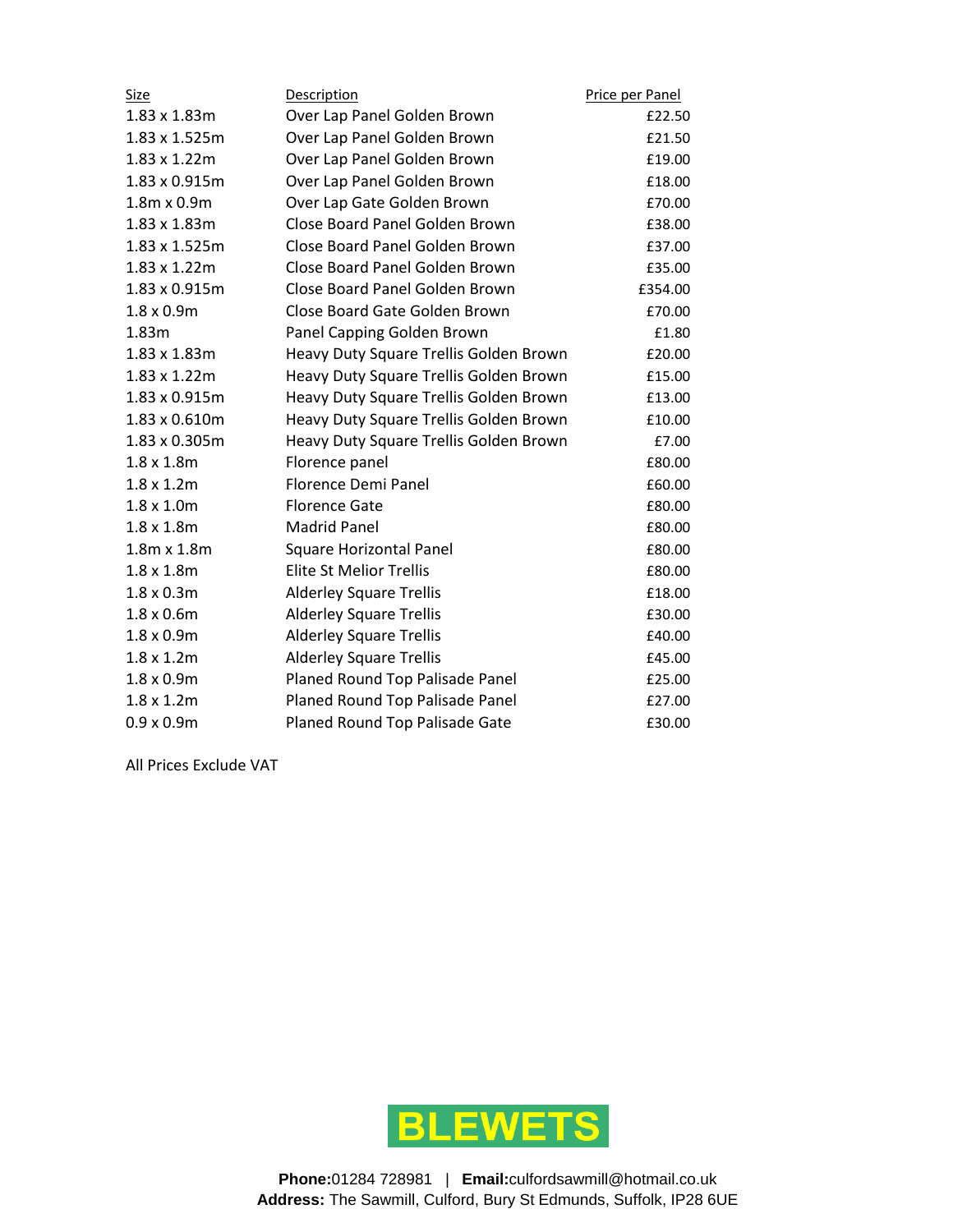| Size | Description | Price per Panel |
|---|---|---|
| 1.83 x 1.83m | Over Lap Panel Golden Brown | £22.50 |
| 1.83 x 1.525m | Over Lap Panel Golden Brown | £21.50 |
| 1.83 x 1.22m | Over Lap Panel Golden Brown | £19.00 |
| 1.83 x 0.915m | Over Lap Panel Golden Brown | £18.00 |
| 1.8m x 0.9m | Over Lap Gate Golden Brown | £70.00 |
| 1.83 x 1.83m | Close Board Panel Golden Brown | £38.00 |
| 1.83 x 1.525m | Close Board Panel Golden Brown | £37.00 |
| 1.83 x 1.22m | Close Board Panel Golden Brown | £35.00 |
| 1.83 x 0.915m | Close Board Panel Golden Brown | £354.00 |
| 1.8 x 0.9m | Close Board Gate Golden Brown | £70.00 |
| 1.83m | Panel Capping Golden Brown | £1.80 |
| 1.83 x 1.83m | Heavy Duty Square Trellis Golden Brown | £20.00 |
| 1.83 x 1.22m | Heavy Duty Square Trellis Golden Brown | £15.00 |
| 1.83 x 0.915m | Heavy Duty Square Trellis Golden Brown | £13.00 |
| 1.83 x 0.610m | Heavy Duty Square Trellis Golden Brown | £10.00 |
| 1.83 x 0.305m | Heavy Duty Square Trellis Golden Brown | £7.00 |
| 1.8 x 1.8m | Florence panel | £80.00 |
| 1.8 x 1.2m | Florence Demi Panel | £60.00 |
| 1.8 x 1.0m | Florence Gate | £80.00 |
| 1.8 x 1.8m | Madrid Panel | £80.00 |
| 1.8m x 1.8m | Square Horizontal Panel | £80.00 |
| 1.8 x 1.8m | Elite St Melior Trellis | £80.00 |
| 1.8 x 0.3m | Alderley Square Trellis | £18.00 |
| 1.8 x 0.6m | Alderley Square Trellis | £30.00 |
| 1.8 x 0.9m | Alderley Square Trellis | £40.00 |
| 1.8 x 1.2m | Alderley Square Trellis | £45.00 |
| 1.8 x 0.9m | Planed Round Top Palisade Panel | £25.00 |
| 1.8 x 1.2m | Planed Round Top Palisade Panel | £27.00 |
| 0.9 x 0.9m | Planed Round Top Palisade Gate | £30.00 |

All Prices Exclude VAT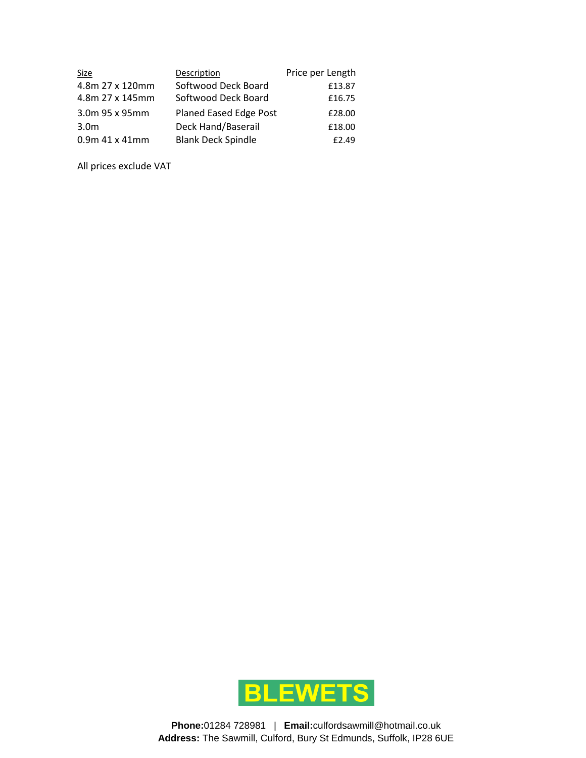| Size | Description | Price per Length |
|---|---|---|
| 4.8m 27 x 120mm | Softwood Deck Board | £13.87 |
| 4.8m 27 x 145mm | Softwood Deck Board | £16.75 |
| 3.0m 95 x 95mm | Planed Eased Edge Post | £28.00 |
| 3.0m | Deck Hand/Baserail | £18.00 |
| 0.9m 41 x 41mm | Blank Deck Spindle | £2.49 |

All prices exclude VAT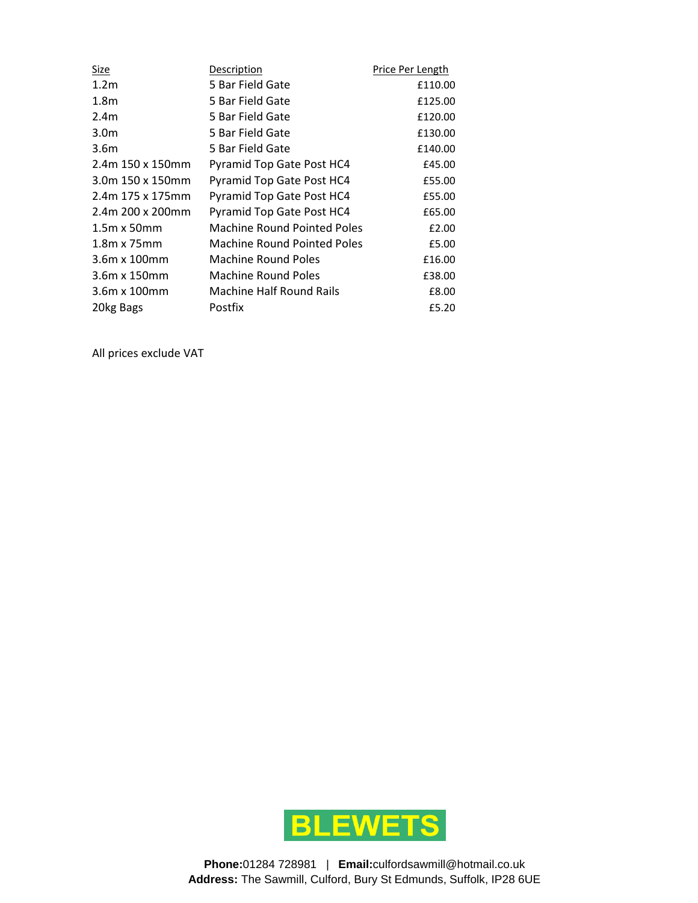| Size | Description | Price Per Length |
| --- | --- | --- |
| 1.2m | 5 Bar Field Gate | £110.00 |
| 1.8m | 5 Bar Field Gate | £125.00 |
| 2.4m | 5 Bar Field Gate | £120.00 |
| 3.0m | 5 Bar Field Gate | £130.00 |
| 3.6m | 5 Bar Field Gate | £140.00 |
| 2.4m 150 x 150mm | Pyramid Top Gate Post HC4 | £45.00 |
| 3.0m 150 x 150mm | Pyramid Top Gate Post HC4 | £55.00 |
| 2.4m 175 x 175mm | Pyramid Top Gate Post HC4 | £55.00 |
| 2.4m 200 x 200mm | Pyramid Top Gate Post HC4 | £65.00 |
| 1.5m x 50mm | Machine Round Pointed Poles | £2.00 |
| 1.8m x 75mm | Machine Round Pointed Poles | £5.00 |
| 3.6m x 100mm | Machine Round Poles | £16.00 |
| 3.6m x 150mm | Machine Round Poles | £38.00 |
| 3.6m x 100mm | Machine Half Round Rails | £8.00 |
| 20kg Bags | Postfix | £5.20 |

All prices exclude VAT

BLEWETS

**Phone:** 01284 728981 | **Email:** culfordsawmill@hotmail.co.uk
**Address:** The Sawmill, Culford, Bury St Edmunds, Suffolk, IP28 6UE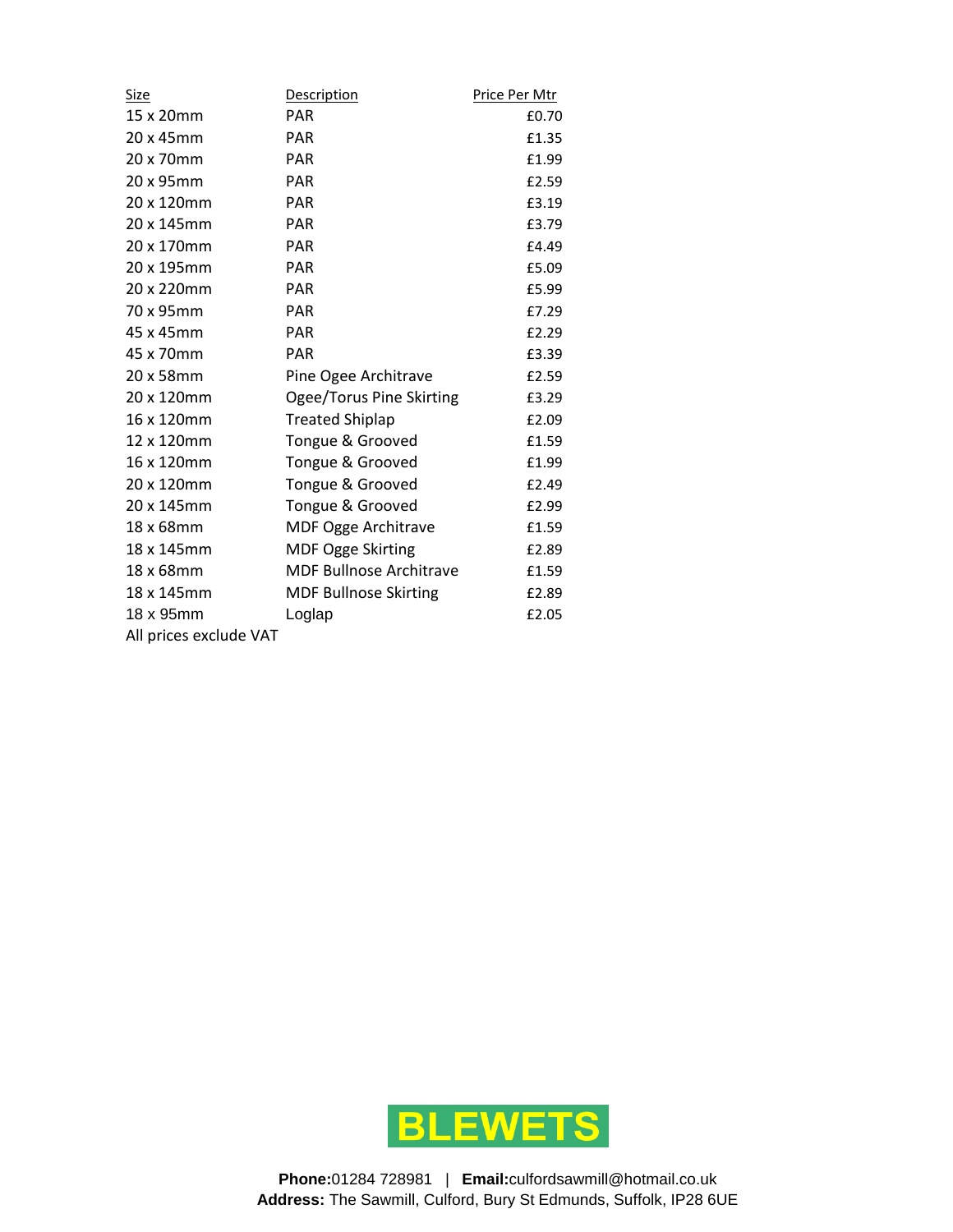| Size | Description | Price Per Mtr |
|---|---|---|
| 15 x 20mm | PAR | £0.70 |
| 20 x 45mm | PAR | £1.35 |
| 20 x 70mm | PAR | £1.99 |
| 20 x 95mm | PAR | £2.59 |
| 20 x 120mm | PAR | £3.19 |
| 20 x 145mm | PAR | £3.79 |
| 20 x 170mm | PAR | £4.49 |
| 20 x 195mm | PAR | £5.09 |
| 20 x 220mm | PAR | £5.99 |
| 70 x 95mm | PAR | £7.29 |
| 45 x 45mm | PAR | £2.29 |
| 45 x 70mm | PAR | £3.39 |
| 20 x 58mm | Pine Ogee Architrave | £2.59 |
| 20 x 120mm | Ogee/Torus Pine Skirting | £3.29 |
| 16 x 120mm | Treated Shiplap | £2.09 |
| 12 x 120mm | Tongue & Grooved | £1.59 |
| 16 x 120mm | Tongue & Grooved | £1.99 |
| 20 x 120mm | Tongue & Grooved | £2.49 |
| 20 x 145mm | Tongue & Grooved | £2.99 |
| 18 x 68mm | MDF Ogge Architrave | £1.59 |
| 18 x 145mm | MDF Ogge Skirting | £2.89 |
| 18 x 68mm | MDF Bullnose Architrave | £1.59 |
| 18 x 145mm | MDF Bullnose Skirting | £2.89 |
| 18 x 95mm | Loglap | £2.05 |

All prices exclude VAT

**BLEWETS**

**Phone:**01284 728981 | **Email:**culfordsawmill@hotmail.co.uk
**Address:** The Sawmill, Culford, Bury St Edmunds, Suffolk, IP28 6UE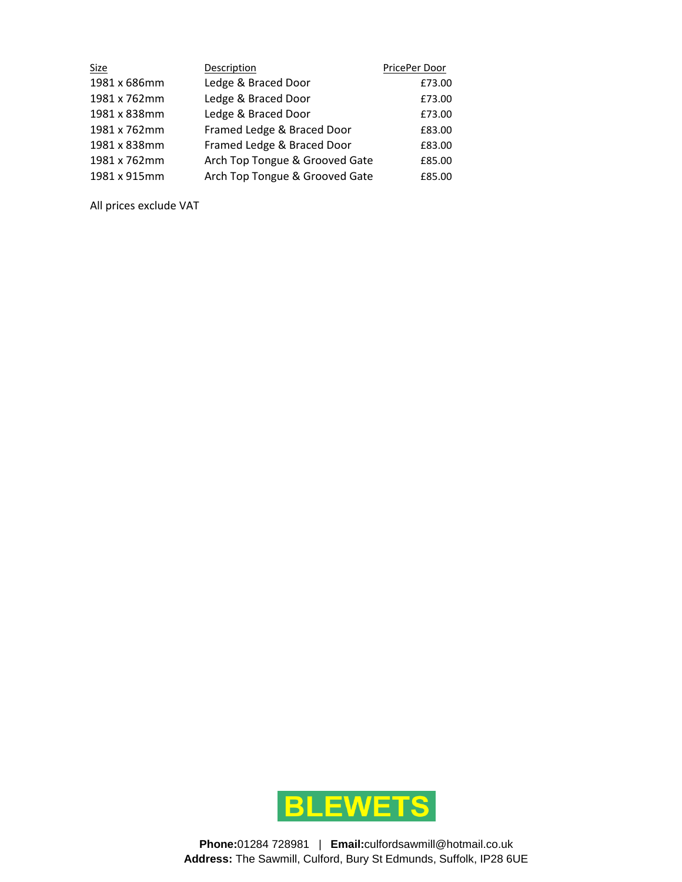| Size | Description | PricePer Door |
|---|---|---|
| 1981 x 686mm | Ledge & Braced Door | £73.00 |
| 1981 x 762mm | Ledge & Braced Door | £73.00 |
| 1981 x 838mm | Ledge & Braced Door | £73.00 |
| 1981 x 762mm | Framed Ledge & Braced Door | £83.00 |
| 1981 x 838mm | Framed Ledge & Braced Door | £83.00 |
| 1981 x 762mm | Arch Top Tongue & Grooved Gate | £85.00 |
| 1981 x 915mm | Arch Top Tongue & Grooved Gate | £85.00 |

All prices exclude VAT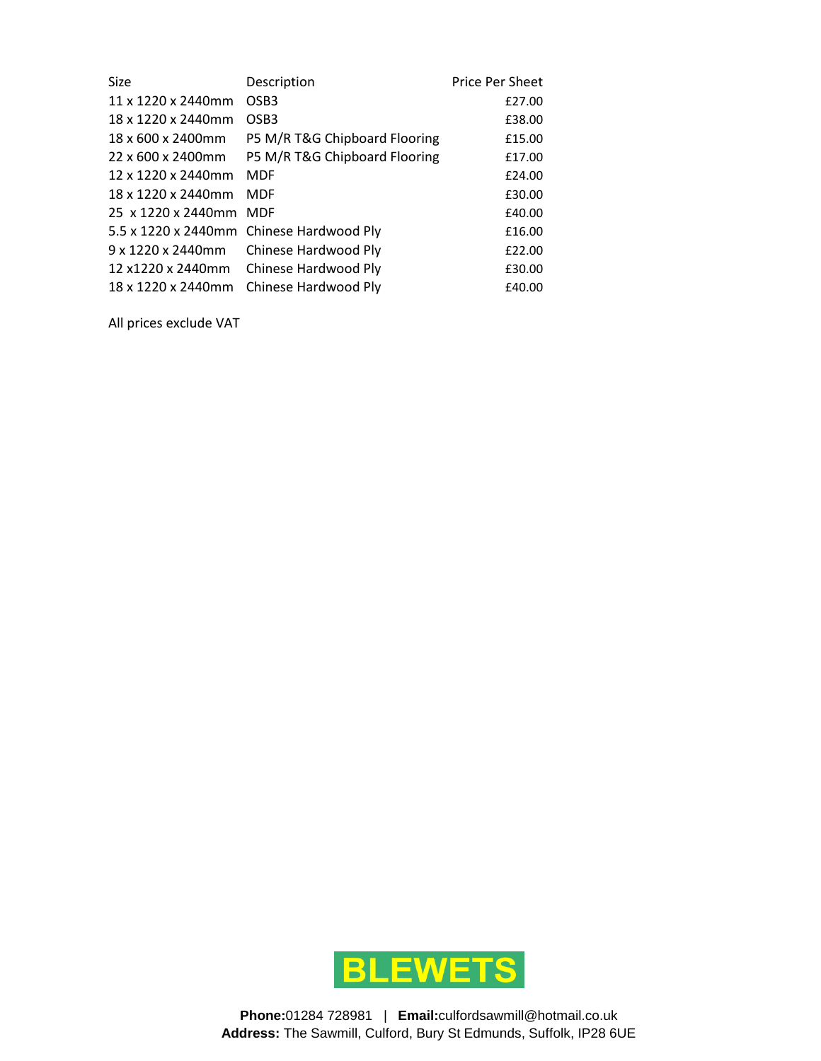| Size | Description | Price Per Sheet |
| --- | --- | --- |
| 11 x 1220 x 2440mm | OSB3 | £27.00 |
| 18 x 1220 x 2440mm | OSB3 | £38.00 |
| 18 x 600 x 2400mm | P5 M/R T&G Chipboard Flooring | £15.00 |
| 22 x 600 x 2400mm | P5 M/R T&G Chipboard Flooring | £17.00 |
| 12 x 1220 x 2440mm | MDF | £24.00 |
| 18 x 1220 x 2440mm | MDF | £30.00 |
| 25 x 1220 x 2440mm | MDF | £40.00 |
| 5.5 x 1220 x 2440mm | Chinese Hardwood Ply | £16.00 |
| 9 x 1220 x 2440mm | Chinese Hardwood Ply | £22.00 |
| 12 x1220 x 2440mm | Chinese Hardwood Ply | £30.00 |
| 18 x 1220 x 2440mm | Chinese Hardwood Ply | £40.00 |

All prices exclude VAT

BLEWETS

**Phone:** 01284 728981 | **Email:** culfordsawmill@hotmail.co.uk
**Address:** The Sawmill, Culford, Bury St Edmunds, Suffolk, IP28 6UE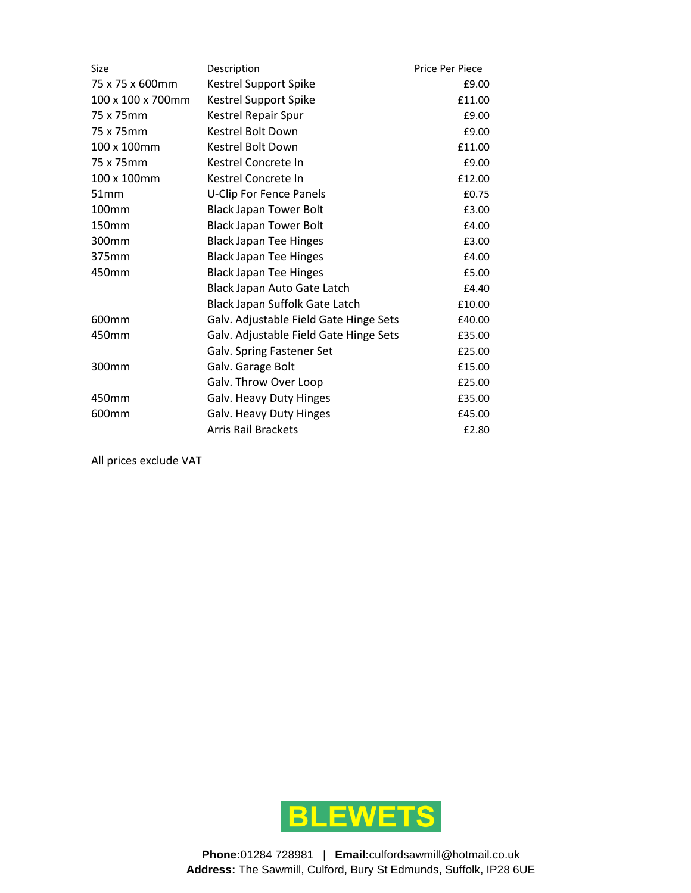| Size | Description | Price Per Piece |
|---|---|---|
| 75 x 75 x 600mm | Kestrel Support Spike | £9.00 |
| 100 x 100 x 700mm | Kestrel Support Spike | £11.00 |
| 75 x 75mm | Kestrel Repair Spur | £9.00 |
| 75 x 75mm | Kestrel Bolt Down | £9.00 |
| 100 x 100mm | Kestrel Bolt Down | £11.00 |
| 75 x 75mm | Kestrel Concrete In | £9.00 |
| 100 x 100mm | Kestrel Concrete In | £12.00 |
| 51mm | U-Clip For Fence Panels | £0.75 |
| 100mm | Black Japan Tower Bolt | £3.00 |
| 150mm | Black Japan Tower Bolt | £4.00 |
| 300mm | Black Japan Tee Hinges | £3.00 |
| 375mm | Black Japan Tee Hinges | £4.00 |
| 450mm | Black Japan Tee Hinges | £5.00 |
| | Black Japan Auto Gate Latch | £4.40 |
| | Black Japan Suffolk Gate Latch | £10.00 |
| 600mm | Galv. Adjustable Field Gate Hinge Sets | £40.00 |
| 450mm | Galv. Adjustable Field Gate Hinge Sets | £35.00 |
| | Galv. Spring Fastener Set | £25.00 |
| 300mm | Galv. Garage Bolt | £15.00 |
| | Galv. Throw Over Loop | £25.00 |
| 450mm | Galv. Heavy Duty Hinges | £35.00 |
| 600mm | Galv. Heavy Duty Hinges | £45.00 |
| | Arris Rail Brackets | £2.80 |

All prices exclude VAT

**BLEWETS**

**Phone:** 01284 728981 | **Email:** culfordsawmill@hotmail.co.uk
**Address:** The Sawmill, Culford, Bury St Edmunds, Suffolk, IP28 6UE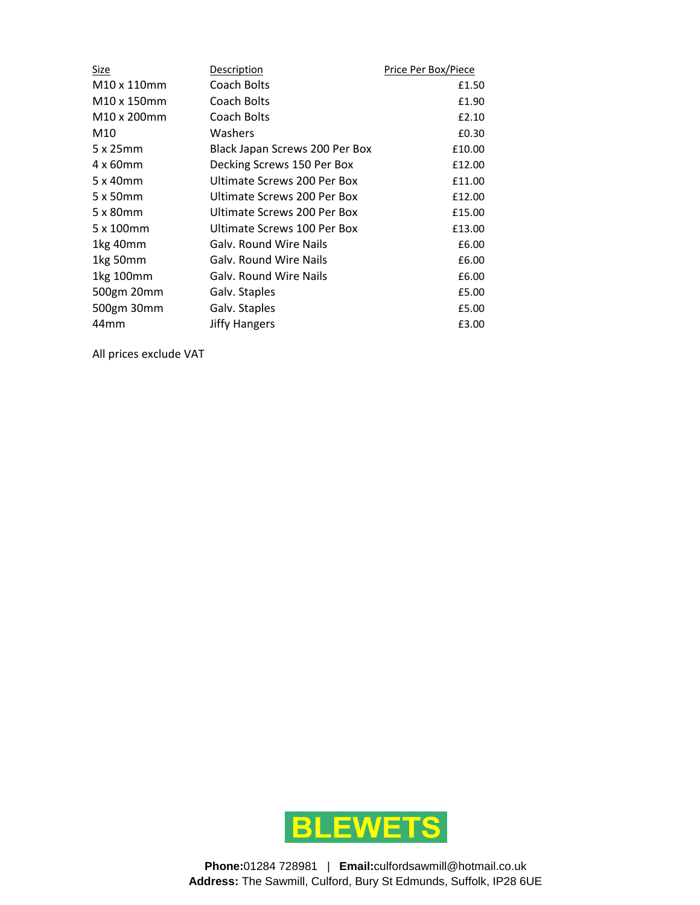| Size | Description | Price Per Box/Piece |
|---|---|---|
| M10 x 110mm | Coach Bolts | £1.50 |
| M10 x 150mm | Coach Bolts | £1.90 |
| M10 x 200mm | Coach Bolts | £2.10 |
| M10 | Washers | £0.30 |
| 5 x 25mm | Black Japan Screws 200 Per Box | £10.00 |
| 4 x 60mm | Decking Screws 150 Per Box | £12.00 |
| 5 x 40mm | Ultimate Screws 200 Per Box | £11.00 |
| 5 x 50mm | Ultimate Screws 200 Per Box | £12.00 |
| 5 x 80mm | Ultimate Screws 200 Per Box | £15.00 |
| 5 x 100mm | Ultimate Screws 100 Per Box | £13.00 |
| 1kg 40mm | Galv. Round Wire Nails | £6.00 |
| 1kg 50mm | Galv. Round Wire Nails | £6.00 |
| 1kg 100mm | Galv. Round Wire Nails | £6.00 |
| 500gm 20mm | Galv. Staples | £5.00 |
| 500gm 30mm | Galv. Staples | £5.00 |
| 44mm | Jiffy Hangers | £3.00 |

All prices exclude VAT